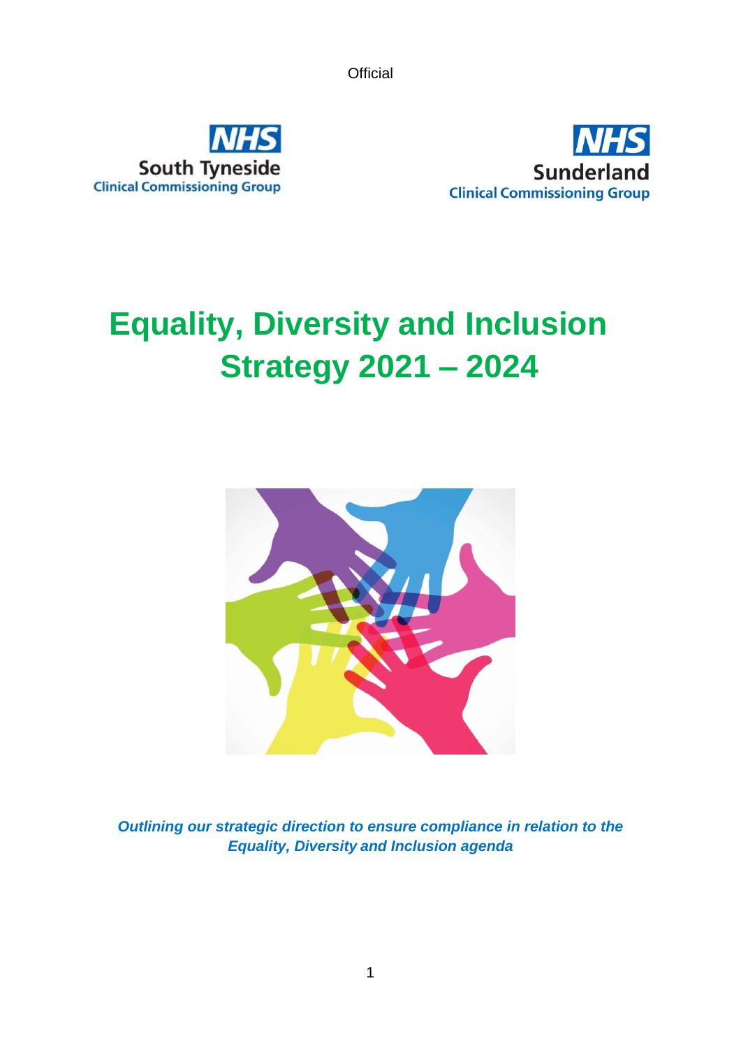Official

**NHS**
**South Tyneside**
**Clinical Commissioning Group**

**NHS**
**Sunderland**
**Clinical Commissioning Group**

# Equality, Diversity and Inclusion Strategy 2021 – 2024

***Outlining our strategic direction to ensure compliance in relation to the Equality, Diversity and Inclusion agenda***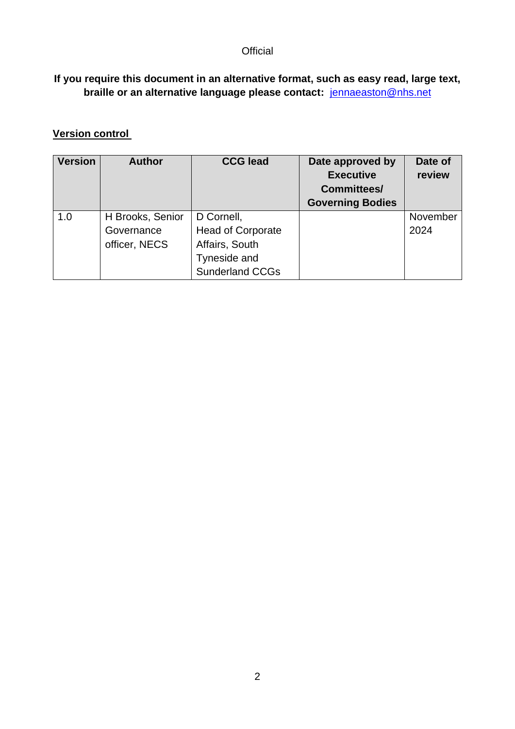Official

**If you require this document in an alternative format, such as easy read, large text, braille or an alternative language please contact: [jennaeaston@nhs.net](mailto:jennaeaston@nhs.net)**

**Version control**

| Version | Author | CCG lead | Date approved by Executive Committees/ Governing Bodies | Date of review |
|---|---|---|---|---|
| 1.0 | H Brooks, Senior Governance officer, NECS | D Cornell, Head of Corporate Affairs, South Tyneside and Sunderland CCGs | | November 2024 |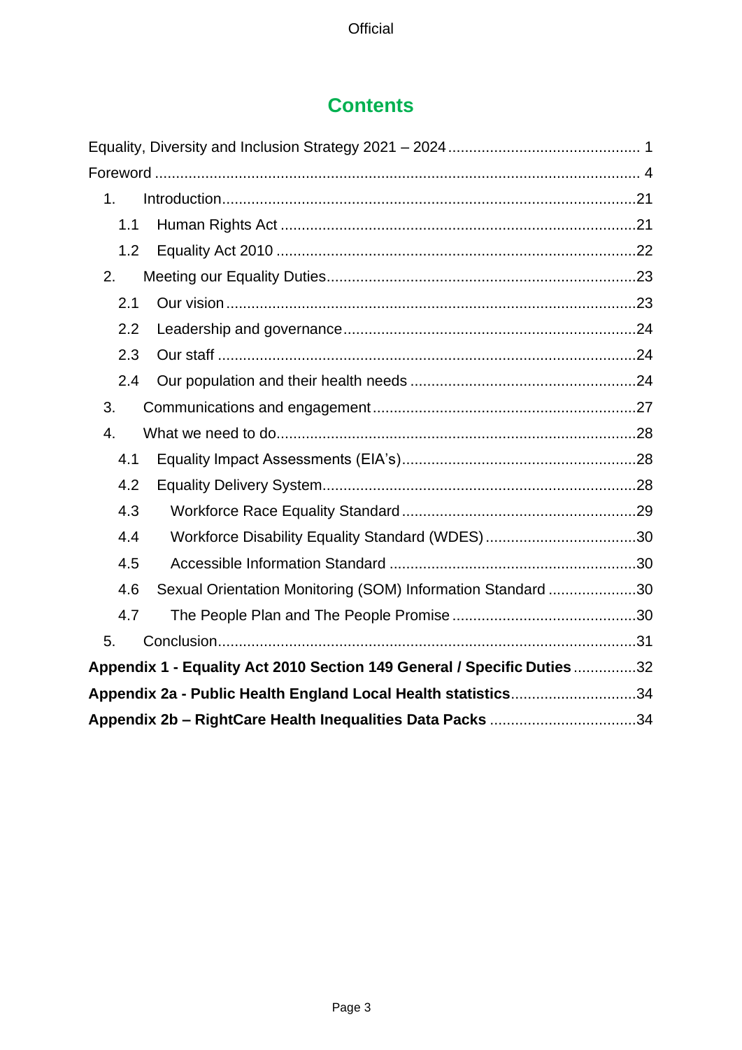# Contents

Equality, Diversity and Inclusion Strategy 2021 – 2024 ... 1

Foreword ... 4

1. Introduction ... 21
   - 1.1 Human Rights Act ... 21
   - 1.2 Equality Act 2010 ... 22
2. Meeting our Equality Duties ... 23
   - 2.1 Our vision ... 23
   - 2.2 Leadership and governance ... 24
   - 2.3 Our staff ... 24
   - 2.4 Our population and their health needs ... 24
3. Communications and engagement ... 27
4. What we need to do ... 28
   - 4.1 Equality Impact Assessments (EIA's) ... 28
   - 4.2 Equality Delivery System ... 28
   - 4.3 Workforce Race Equality Standard ... 29
   - 4.4 Workforce Disability Equality Standard (WDES) ... 30
   - 4.5 Accessible Information Standard ... 30
   - 4.6 Sexual Orientation Monitoring (SOM) Information Standard ... 30
   - 4.7 The People Plan and The People Promise ... 30
5. Conclusion ... 31

**Appendix 1 - Equality Act 2010 Section 149 General / Specific Duties** ... 32

**Appendix 2a - Public Health England Local Health statistics** ... 34

**Appendix 2b – RightCare Health Inequalities Data Packs** ... 34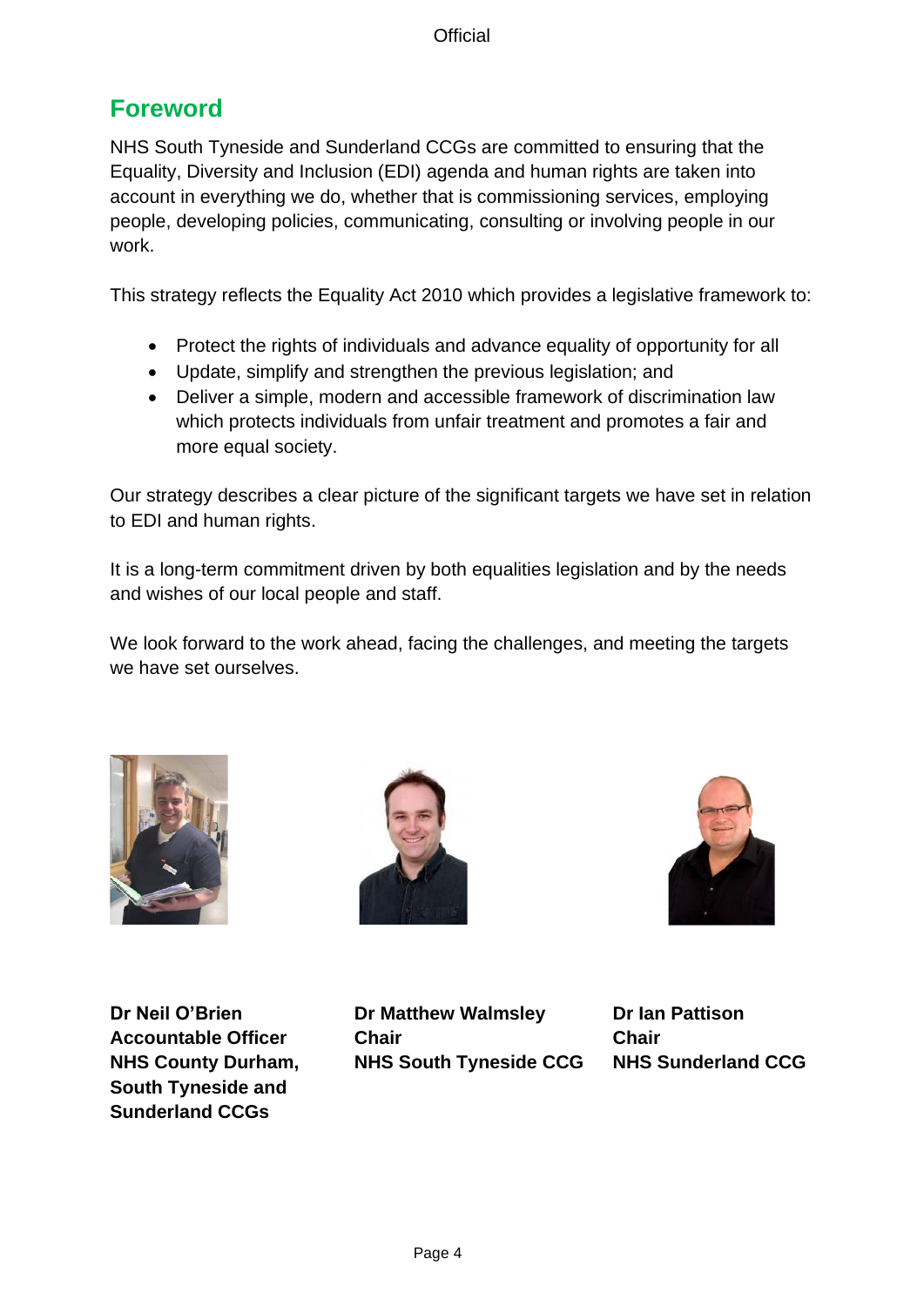## Foreword

NHS South Tyneside and Sunderland CCGs are committed to ensuring that the Equality, Diversity and Inclusion (EDI) agenda and human rights are taken into account in everything we do, whether that is commissioning services, employing people, developing policies, communicating, consulting or involving people in our work.

This strategy reflects the Equality Act 2010 which provides a legislative framework to:

- Protect the rights of individuals and advance equality of opportunity for all
- Update, simplify and strengthen the previous legislation; and
- Deliver a simple, modern and accessible framework of discrimination law which protects individuals from unfair treatment and promotes a fair and more equal society.

Our strategy describes a clear picture of the significant targets we have set in relation to EDI and human rights.

It is a long-term commitment driven by both equalities legislation and by the needs and wishes of our local people and staff.

We look forward to the work ahead, facing the challenges, and meeting the targets we have set ourselves.

**Dr Neil O'Brien**
**Accountable Officer**
**NHS County Durham, South Tyneside and Sunderland CCGs**

**Dr Matthew Walmsley**
**Chair**
**NHS South Tyneside CCG**

**Dr Ian Pattison**
**Chair**
**NHS Sunderland CCG**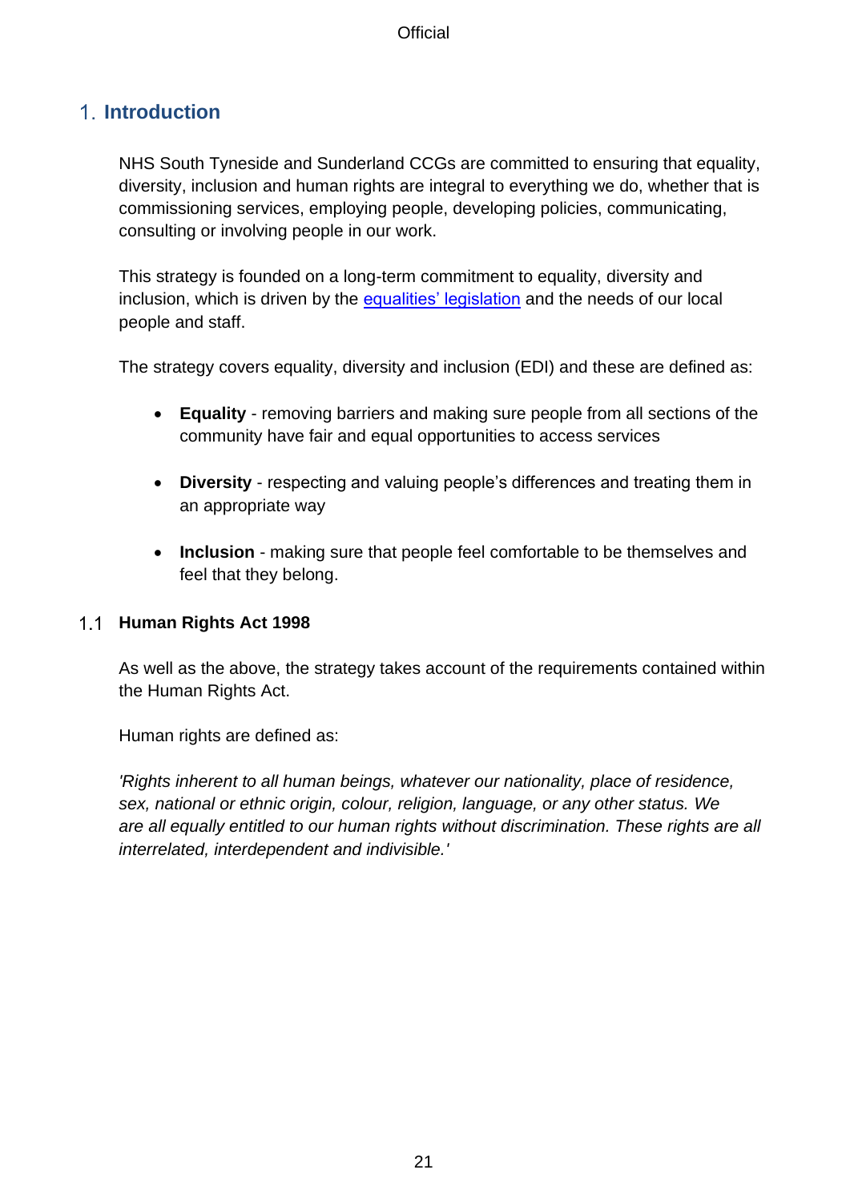# 1. Introduction

NHS South Tyneside and Sunderland CCGs are committed to ensuring that equality, diversity, inclusion and human rights are integral to everything we do, whether that is commissioning services, employing people, developing policies, communicating, consulting or involving people in our work.

This strategy is founded on a long-term commitment to equality, diversity and inclusion, which is driven by the equalities' legislation and the needs of our local people and staff.

The strategy covers equality, diversity and inclusion (EDI) and these are defined as:

- **Equality** - removing barriers and making sure people from all sections of the community have fair and equal opportunities to access services
- **Diversity** - respecting and valuing people's differences and treating them in an appropriate way
- **Inclusion** - making sure that people feel comfortable to be themselves and feel that they belong.

## 1.1 Human Rights Act 1998

As well as the above, the strategy takes account of the requirements contained within the Human Rights Act.

Human rights are defined as:

*'Rights inherent to all human beings, whatever our nationality, place of residence, sex, national or ethnic origin, colour, religion, language, or any other status. We are all equally entitled to our human rights without discrimination. These rights are all interrelated, interdependent and indivisible.'*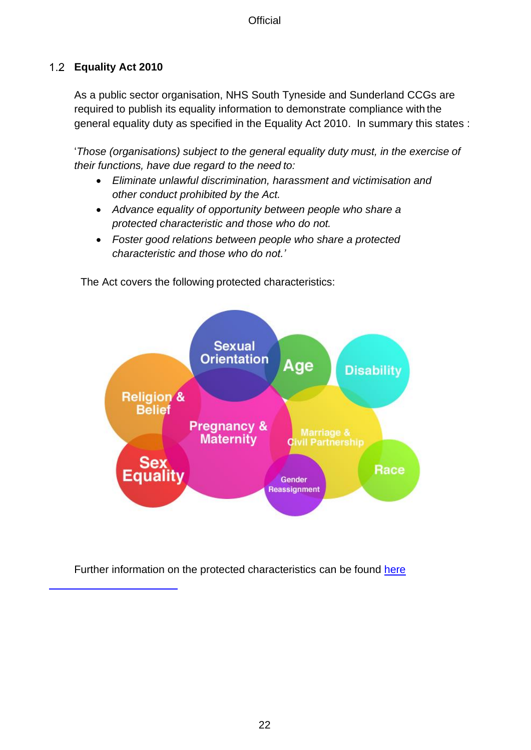## 1.2 Equality Act 2010

As a public sector organisation, NHS South Tyneside and Sunderland CCGs are required to publish its equality information to demonstrate compliance with the general equality duty as specified in the Equality Act 2010. In summary this states :

'*Those (organisations) subject to the general equality duty must, in the exercise of their functions, have due regard to the need to:*

- *Eliminate unlawful discrimination, harassment and victimisation and other conduct prohibited by the Act.*
- *Advance equality of opportunity between people who share a protected characteristic and those who do not.*
- *Foster good relations between people who share a protected characteristic and those who do not.'*

The Act covers the following protected characteristics:

- Sexual Orientation
- Age
- Disability
- Religion & Belief
- Pregnancy & Maternity
- Marriage & Civil Partnership
- Sex Equality
- Gender Reassignment
- Race

Further information on the protected characteristics can be found here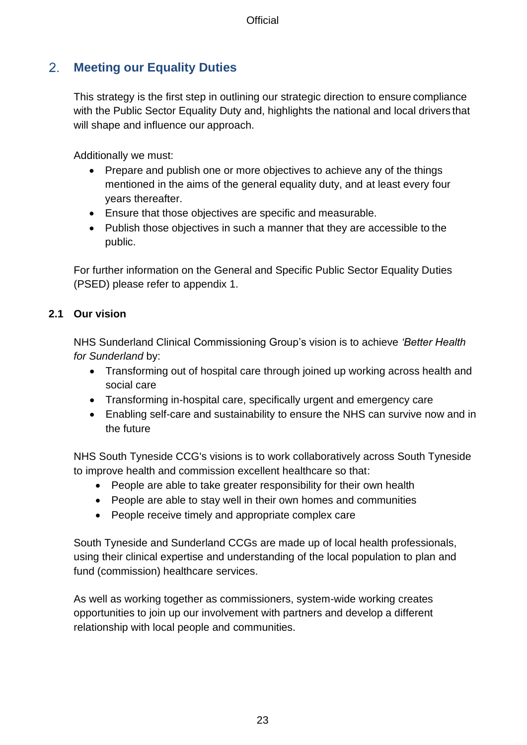## 2. Meeting our Equality Duties

This strategy is the first step in outlining our strategic direction to ensure compliance with the Public Sector Equality Duty and, highlights the national and local drivers that will shape and influence our approach.

Additionally we must:

- Prepare and publish one or more objectives to achieve any of the things mentioned in the aims of the general equality duty, and at least every four years thereafter.
- Ensure that those objectives are specific and measurable.
- Publish those objectives in such a manner that they are accessible to the public.

For further information on the General and Specific Public Sector Equality Duties (PSED) please refer to appendix 1.

### 2.1 Our vision

NHS Sunderland Clinical Commissioning Group's vision is to achieve *'Better Health for Sunderland* by:

- Transforming out of hospital care through joined up working across health and social care
- Transforming in-hospital care, specifically urgent and emergency care
- Enabling self-care and sustainability to ensure the NHS can survive now and in the future

NHS South Tyneside CCG's visions is to work collaboratively across South Tyneside to improve health and commission excellent healthcare so that:

- People are able to take greater responsibility for their own health
- People are able to stay well in their own homes and communities
- People receive timely and appropriate complex care

South Tyneside and Sunderland CCGs are made up of local health professionals, using their clinical expertise and understanding of the local population to plan and fund (commission) healthcare services.

As well as working together as commissioners, system-wide working creates opportunities to join up our involvement with partners and develop a different relationship with local people and communities.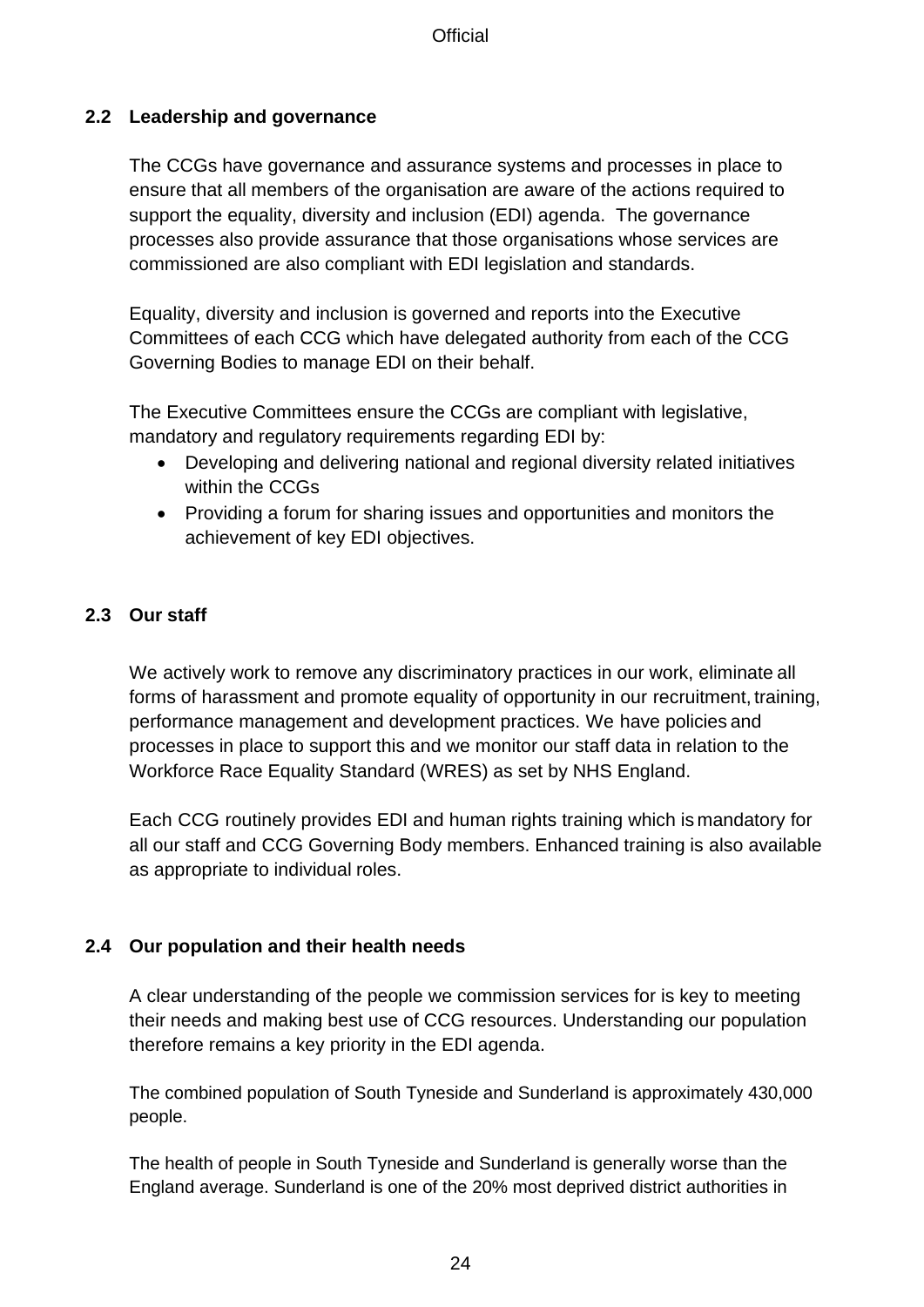## 2.2 Leadership and governance

The CCGs have governance and assurance systems and processes in place to ensure that all members of the organisation are aware of the actions required to support the equality, diversity and inclusion (EDI) agenda. The governance processes also provide assurance that those organisations whose services are commissioned are also compliant with EDI legislation and standards.

Equality, diversity and inclusion is governed and reports into the Executive Committees of each CCG which have delegated authority from each of the CCG Governing Bodies to manage EDI on their behalf.

The Executive Committees ensure the CCGs are compliant with legislative, mandatory and regulatory requirements regarding EDI by:

- Developing and delivering national and regional diversity related initiatives within the CCGs
- Providing a forum for sharing issues and opportunities and monitors the achievement of key EDI objectives.

## 2.3 Our staff

We actively work to remove any discriminatory practices in our work, eliminate all forms of harassment and promote equality of opportunity in our recruitment, training, performance management and development practices. We have policies and processes in place to support this and we monitor our staff data in relation to the Workforce Race Equality Standard (WRES) as set by NHS England.

Each CCG routinely provides EDI and human rights training which is mandatory for all our staff and CCG Governing Body members. Enhanced training is also available as appropriate to individual roles.

## 2.4 Our population and their health needs

A clear understanding of the people we commission services for is key to meeting their needs and making best use of CCG resources. Understanding our population therefore remains a key priority in the EDI agenda.

The combined population of South Tyneside and Sunderland is approximately 430,000 people.

The health of people in South Tyneside and Sunderland is generally worse than the England average. Sunderland is one of the 20% most deprived district authorities in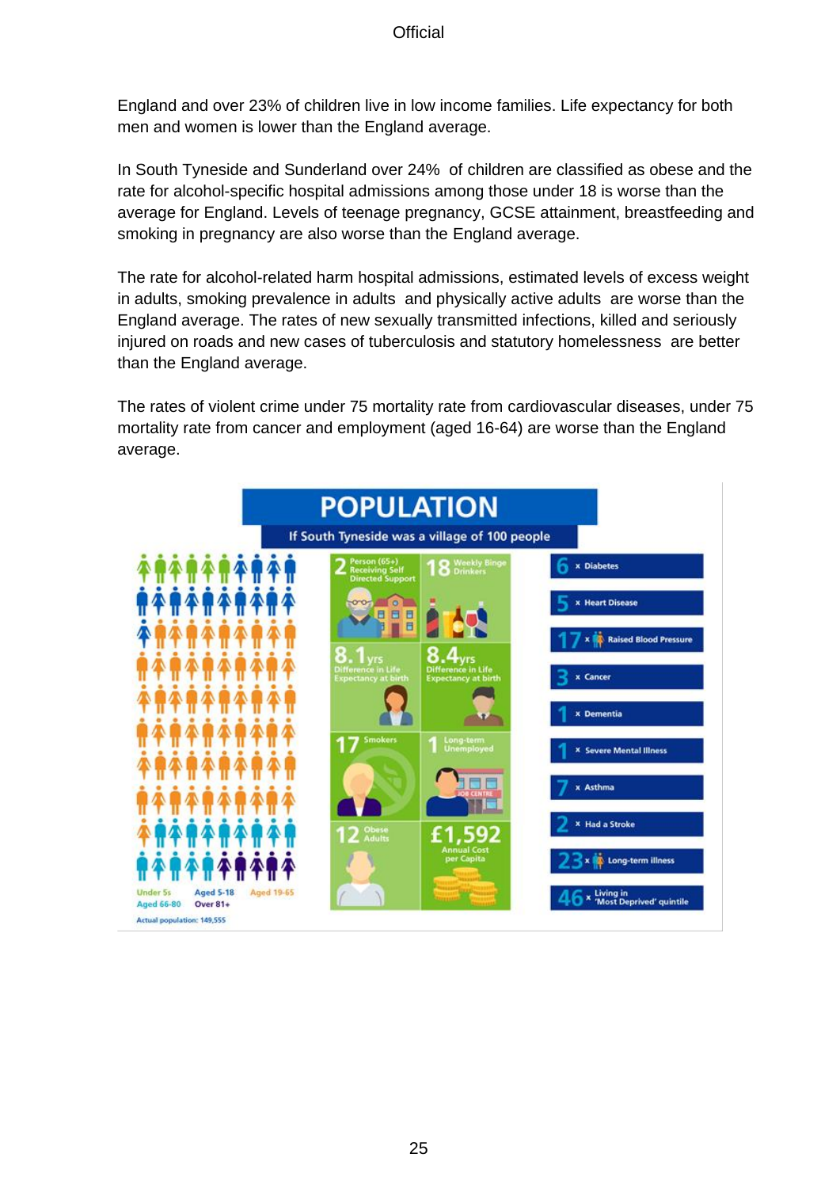England and over 23% of children live in low income families. Life expectancy for both men and women is lower than the England average.

In South Tyneside and Sunderland over 24% of children are classified as obese and the rate for alcohol-specific hospital admissions among those under 18 is worse than the average for England. Levels of teenage pregnancy, GCSE attainment, breastfeeding and smoking in pregnancy are also worse than the England average.

The rate for alcohol-related harm hospital admissions, estimated levels of excess weight in adults, smoking prevalence in adults and physically active adults are worse than the England average. The rates of new sexually transmitted infections, killed and seriously injured on roads and new cases of tuberculosis and statutory homelessness are better than the England average.

The rates of violent crime under 75 mortality rate from cardiovascular diseases, under 75 mortality rate from cancer and employment (aged 16-64) are worse than the England average.

# POPULATION

**If South Tyneside was a village of 100 people**

Under 5s | Aged 5-18 | Aged 19-65 | Aged 66-80 | Over 81+

Actual population: 149,555

- 2 Person (65+) Receiving Self Directed Support
- 18 Weekly Binge Drinkers
- 8.1 yrs Difference in Life Expectancy at birth
- 8.4 yrs Difference in Life Expectancy at birth
- 17 Smokers
- 1 Long-term Unemployed
- 12 Obese Adults
- £1,592 Annual Cost per Capita

- 6 x Diabetes
- 5 x Heart Disease
- 17 x Raised Blood Pressure
- 3 x Cancer
- 1 x Dementia
- 1 x Severe Mental Illness
- 7 x Asthma
- 2 x Had a Stroke
- 23 x Long-term illness
- 46 x Living in 'Most Deprived' quintile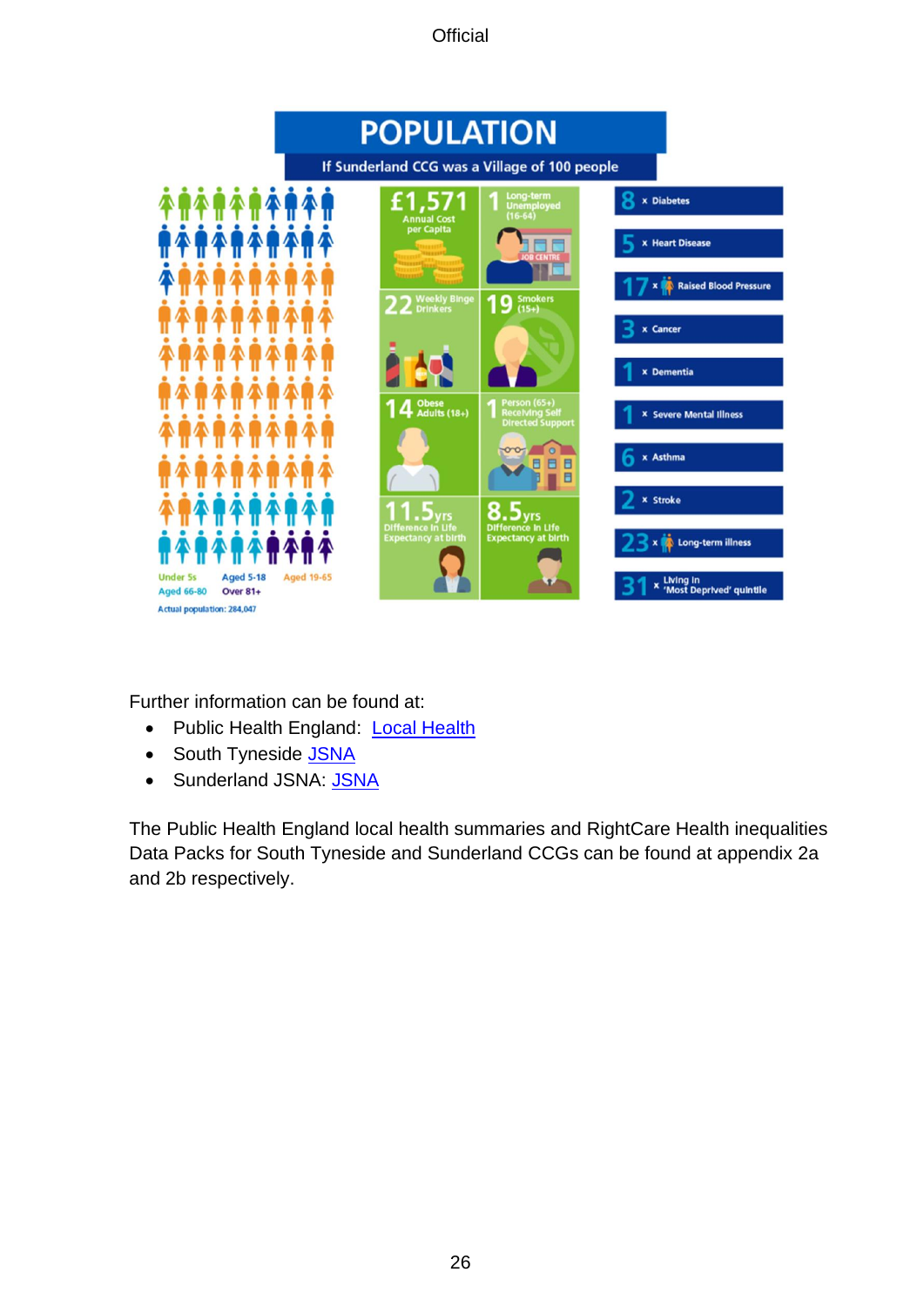# POPULATION

If Sunderland CCG was a Village of 100 people

Under 5s | Aged 5-18 | Aged 19-65 | Aged 66-80 | Over 81+

Actual population: 284,047

- £1,571 Annual Cost per Capita
- 1 Long-term Unemployed (16-64)
- 22 Weekly Binge Drinkers
- 19 Smokers (15+)
- 14 Obese Adults (18+)
- 1 Person (65+) Receiving Self Directed Support
- 11.5yrs Difference in Life Expectancy at birth
- 8.5yrs Difference in Life Expectancy at birth

- 8 × Diabetes
- 5 × Heart Disease
- 17 × Raised Blood Pressure
- 3 × Cancer
- 1 × Dementia
- 1 × Severe Mental Illness
- 6 × Asthma
- 2 × Stroke
- 23 × Long-term illness
- 31 × Living in 'Most Deprived' quintile

Further information can be found at:

- Public Health England: Local Health
- South Tyneside JSNA
- Sunderland JSNA: JSNA

The Public Health England local health summaries and RightCare Health inequalities Data Packs for South Tyneside and Sunderland CCGs can be found at appendix 2a and 2b respectively.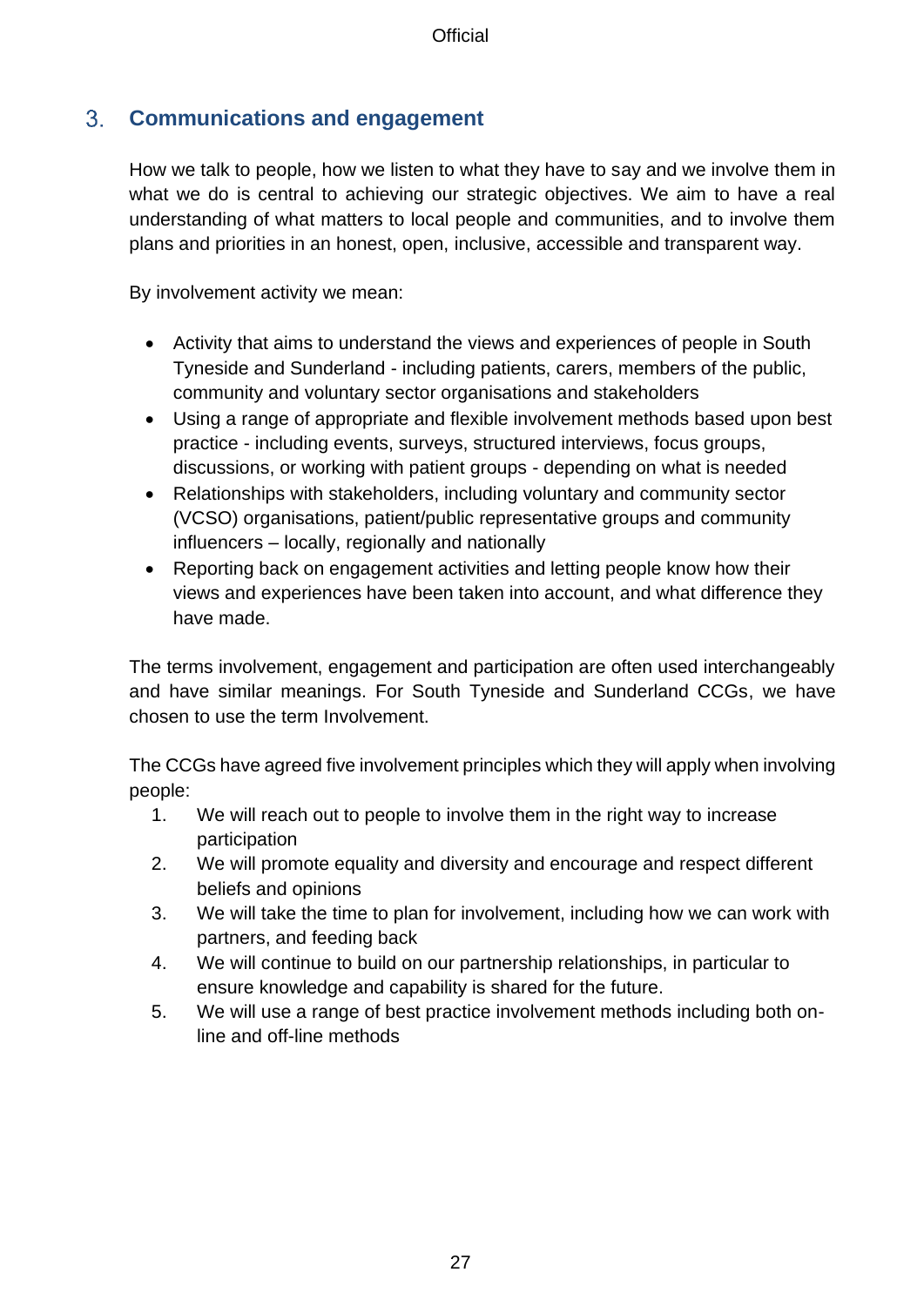## 3. Communications and engagement

How we talk to people, how we listen to what they have to say and we involve them in what we do is central to achieving our strategic objectives. We aim to have a real understanding of what matters to local people and communities, and to involve them plans and priorities in an honest, open, inclusive, accessible and transparent way.

By involvement activity we mean:

- Activity that aims to understand the views and experiences of people in South Tyneside and Sunderland - including patients, carers, members of the public, community and voluntary sector organisations and stakeholders
- Using a range of appropriate and flexible involvement methods based upon best practice - including events, surveys, structured interviews, focus groups, discussions, or working with patient groups - depending on what is needed
- Relationships with stakeholders, including voluntary and community sector (VCSO) organisations, patient/public representative groups and community influencers – locally, regionally and nationally
- Reporting back on engagement activities and letting people know how their views and experiences have been taken into account, and what difference they have made.

The terms involvement, engagement and participation are often used interchangeably and have similar meanings. For South Tyneside and Sunderland CCGs, we have chosen to use the term Involvement.

The CCGs have agreed five involvement principles which they will apply when involving people:

1. We will reach out to people to involve them in the right way to increase participation
2. We will promote equality and diversity and encourage and respect different beliefs and opinions
3. We will take the time to plan for involvement, including how we can work with partners, and feeding back
4. We will continue to build on our partnership relationships, in particular to ensure knowledge and capability is shared for the future.
5. We will use a range of best practice involvement methods including both on-line and off-line methods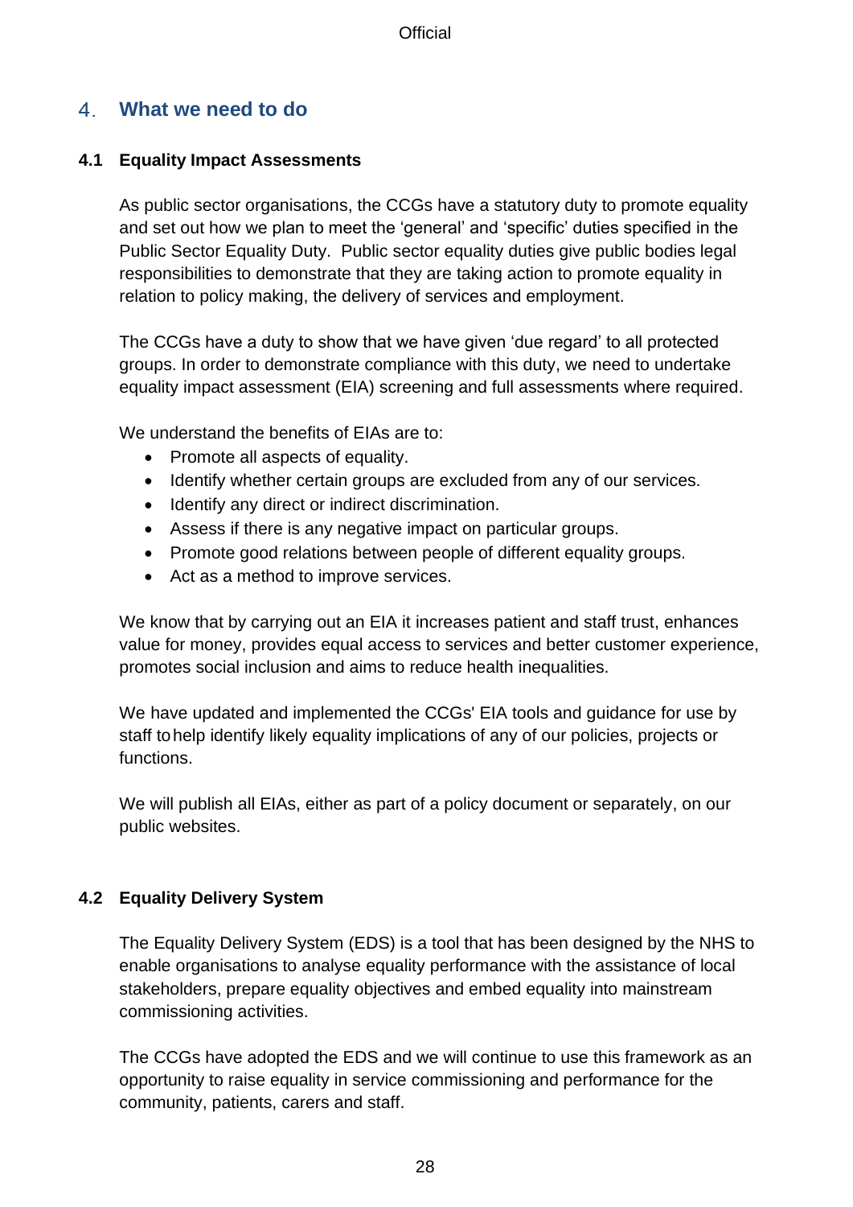## 4. What we need to do

### 4.1 Equality Impact Assessments

As public sector organisations, the CCGs have a statutory duty to promote equality and set out how we plan to meet the 'general' and 'specific' duties specified in the Public Sector Equality Duty. Public sector equality duties give public bodies legal responsibilities to demonstrate that they are taking action to promote equality in relation to policy making, the delivery of services and employment.

The CCGs have a duty to show that we have given 'due regard' to all protected groups. In order to demonstrate compliance with this duty, we need to undertake equality impact assessment (EIA) screening and full assessments where required.

We understand the benefits of EIAs are to:

- Promote all aspects of equality.
- Identify whether certain groups are excluded from any of our services.
- Identify any direct or indirect discrimination.
- Assess if there is any negative impact on particular groups.
- Promote good relations between people of different equality groups.
- Act as a method to improve services.

We know that by carrying out an EIA it increases patient and staff trust, enhances value for money, provides equal access to services and better customer experience, promotes social inclusion and aims to reduce health inequalities.

We have updated and implemented the CCGs' EIA tools and guidance for use by staff to help identify likely equality implications of any of our policies, projects or functions.

We will publish all EIAs, either as part of a policy document or separately, on our public websites.

### 4.2 Equality Delivery System

The Equality Delivery System (EDS) is a tool that has been designed by the NHS to enable organisations to analyse equality performance with the assistance of local stakeholders, prepare equality objectives and embed equality into mainstream commissioning activities.

The CCGs have adopted the EDS and we will continue to use this framework as an opportunity to raise equality in service commissioning and performance for the community, patients, carers and staff.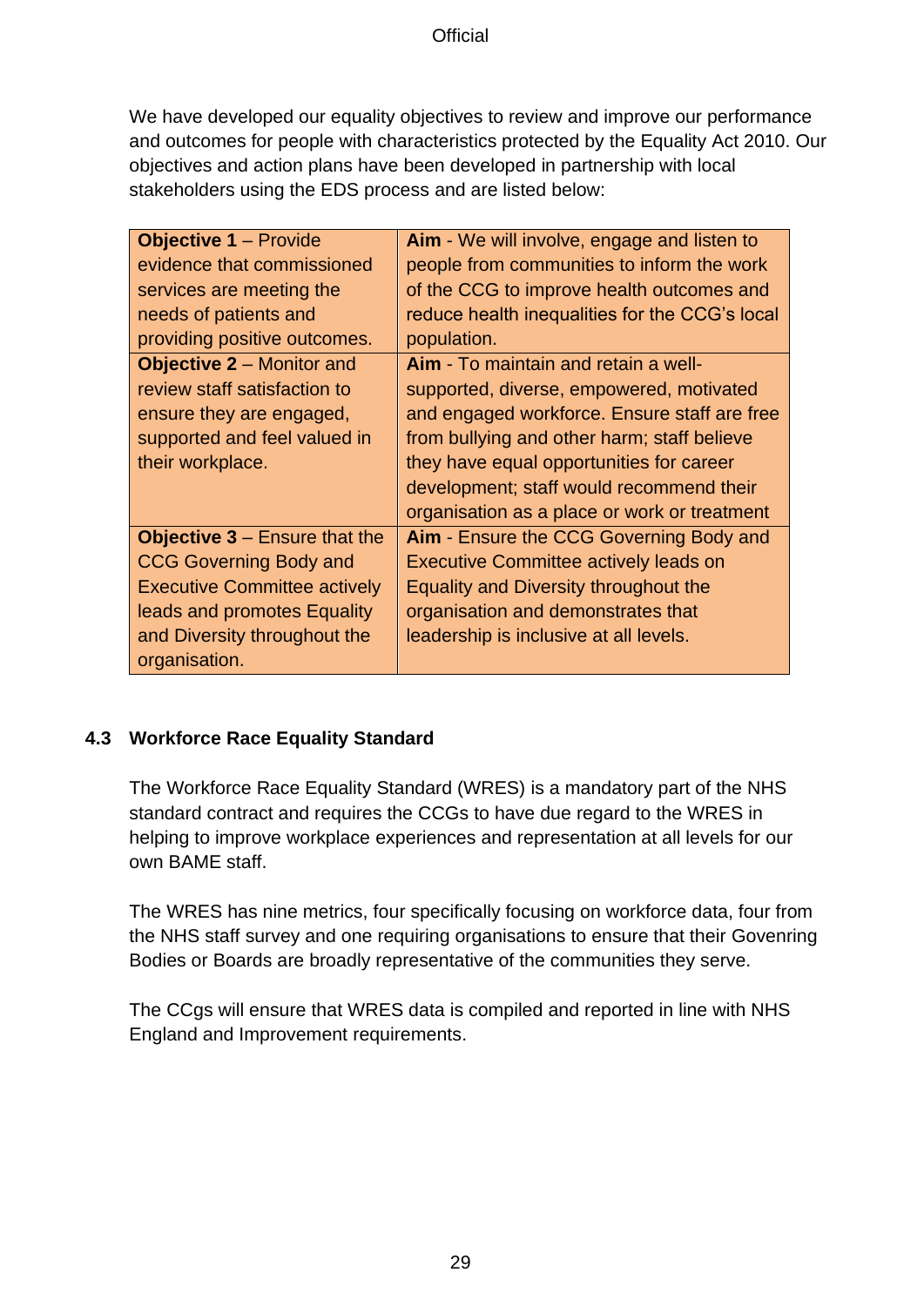We have developed our equality objectives to review and improve our performance and outcomes for people with characteristics protected by the Equality Act 2010. Our objectives and action plans have been developed in partnership with local stakeholders using the EDS process and are listed below:

| | |
|---|---|
| **Objective 1** – Provide evidence that commissioned services are meeting the needs of patients and providing positive outcomes. | **Aim** - We will involve, engage and listen to people from communities to inform the work of the CCG to improve health outcomes and reduce health inequalities for the CCG's local population. |
| **Objective 2** – Monitor and review staff satisfaction to ensure they are engaged, supported and feel valued in their workplace. | **Aim** - To maintain and retain a well-supported, diverse, empowered, motivated and engaged workforce. Ensure staff are free from bullying and other harm; staff believe they have equal opportunities for career development; staff would recommend their organisation as a place or work or treatment |
| **Objective 3** – Ensure that the CCG Governing Body and Executive Committee actively leads and promotes Equality and Diversity throughout the organisation. | **Aim** - Ensure the CCG Governing Body and Executive Committee actively leads on Equality and Diversity throughout the organisation and demonstrates that leadership is inclusive at all levels. |

## 4.3 Workforce Race Equality Standard

The Workforce Race Equality Standard (WRES) is a mandatory part of the NHS standard contract and requires the CCGs to have due regard to the WRES in helping to improve workplace experiences and representation at all levels for our own BAME staff.

The WRES has nine metrics, four specifically focusing on workforce data, four from the NHS staff survey and one requiring organisations to ensure that their Govenring Bodies or Boards are broadly representative of the communities they serve.

The CCgs will ensure that WRES data is compiled and reported in line with NHS England and Improvement requirements.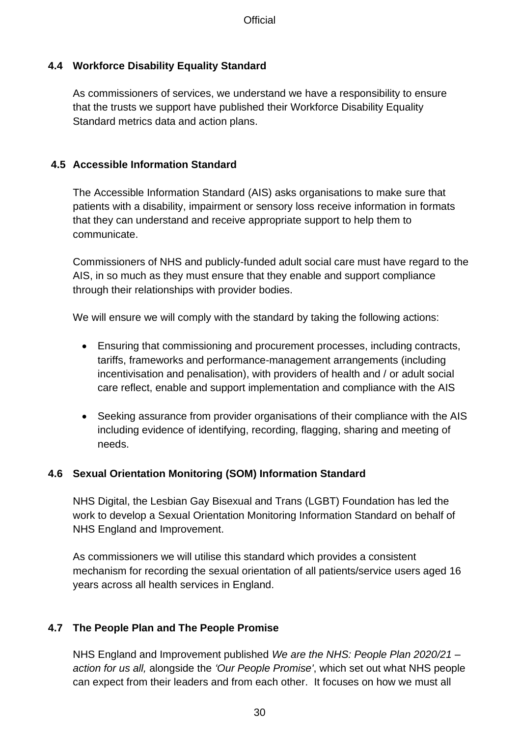### 4.4 Workforce Disability Equality Standard

As commissioners of services, we understand we have a responsibility to ensure that the trusts we support have published their Workforce Disability Equality Standard metrics data and action plans.

### 4.5 Accessible Information Standard

The Accessible Information Standard (AIS) asks organisations to make sure that patients with a disability, impairment or sensory loss receive information in formats that they can understand and receive appropriate support to help them to communicate.

Commissioners of NHS and publicly-funded adult social care must have regard to the AIS, in so much as they must ensure that they enable and support compliance through their relationships with provider bodies.

We will ensure we will comply with the standard by taking the following actions:

- Ensuring that commissioning and procurement processes, including contracts, tariffs, frameworks and performance-management arrangements (including incentivisation and penalisation), with providers of health and / or adult social care reflect, enable and support implementation and compliance with the AIS

- Seeking assurance from provider organisations of their compliance with the AIS including evidence of identifying, recording, flagging, sharing and meeting of needs.

### 4.6 Sexual Orientation Monitoring (SOM) Information Standard

NHS Digital, the Lesbian Gay Bisexual and Trans (LGBT) Foundation has led the work to develop a Sexual Orientation Monitoring Information Standard on behalf of NHS England and Improvement.

As commissioners we will utilise this standard which provides a consistent mechanism for recording the sexual orientation of all patients/service users aged 16 years across all health services in England.

### 4.7 The People Plan and The People Promise

NHS England and Improvement published *We are the NHS: People Plan 2020/21 – action for us all,* alongside the *'Our People Promise'*, which set out what NHS people can expect from their leaders and from each other. It focuses on how we must all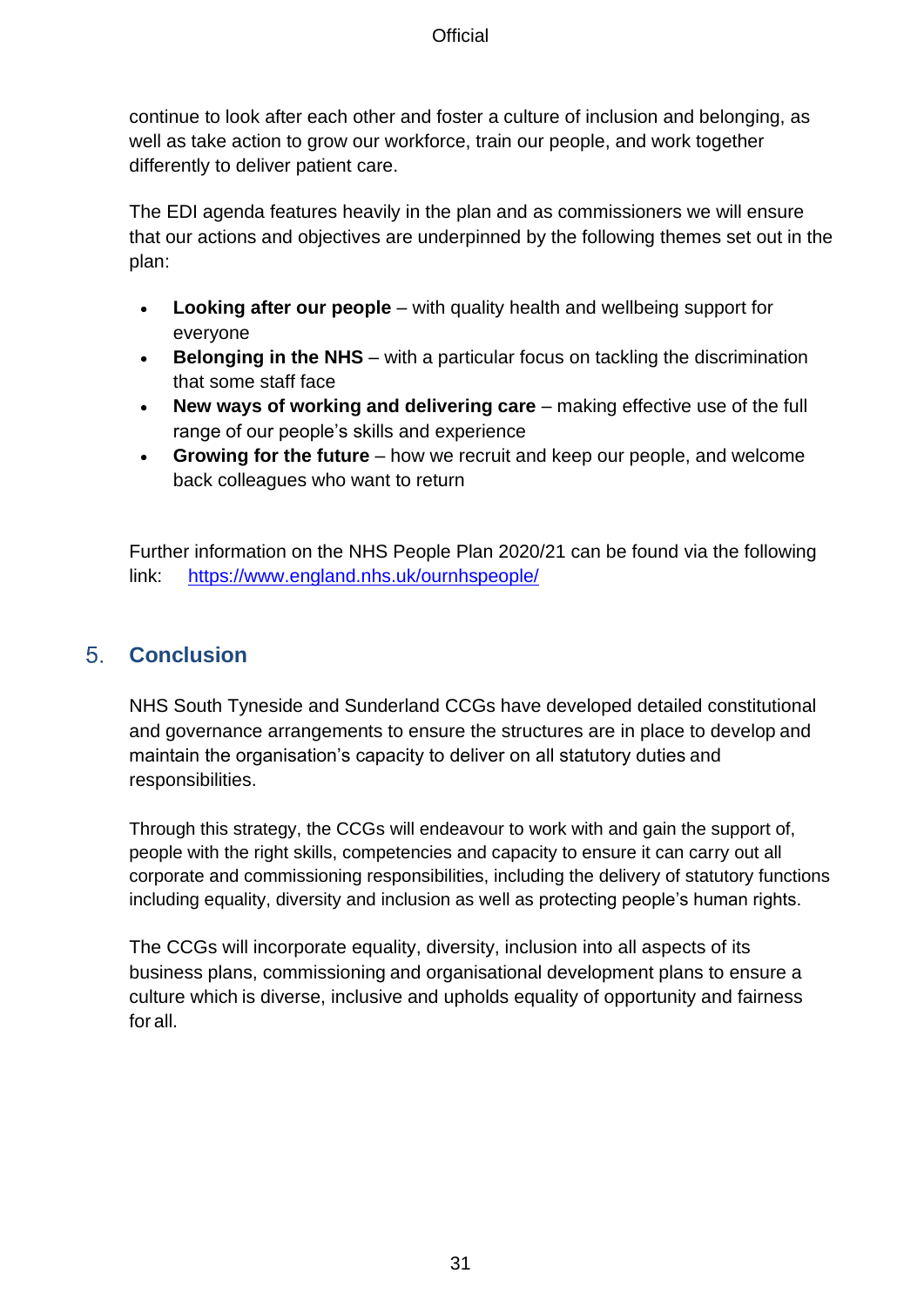continue to look after each other and foster a culture of inclusion and belonging, as well as take action to grow our workforce, train our people, and work together differently to deliver patient care.

The EDI agenda features heavily in the plan and as commissioners we will ensure that our actions and objectives are underpinned by the following themes set out in the plan:

- **Looking after our people** – with quality health and wellbeing support for everyone
- **Belonging in the NHS** – with a particular focus on tackling the discrimination that some staff face
- **New ways of working and delivering care** – making effective use of the full range of our people's skills and experience
- **Growing for the future** – how we recruit and keep our people, and welcome back colleagues who want to return

Further information on the NHS People Plan 2020/21 can be found via the following link: [https://www.england.nhs.uk/ournhspeople/](https://www.england.nhs.uk/ournhspeople/)

## 5. Conclusion

NHS South Tyneside and Sunderland CCGs have developed detailed constitutional and governance arrangements to ensure the structures are in place to develop and maintain the organisation's capacity to deliver on all statutory duties and responsibilities.

Through this strategy, the CCGs will endeavour to work with and gain the support of, people with the right skills, competencies and capacity to ensure it can carry out all corporate and commissioning responsibilities, including the delivery of statutory functions including equality, diversity and inclusion as well as protecting people's human rights.

The CCGs will incorporate equality, diversity, inclusion into all aspects of its business plans, commissioning and organisational development plans to ensure a culture which is diverse, inclusive and upholds equality of opportunity and fairness for all.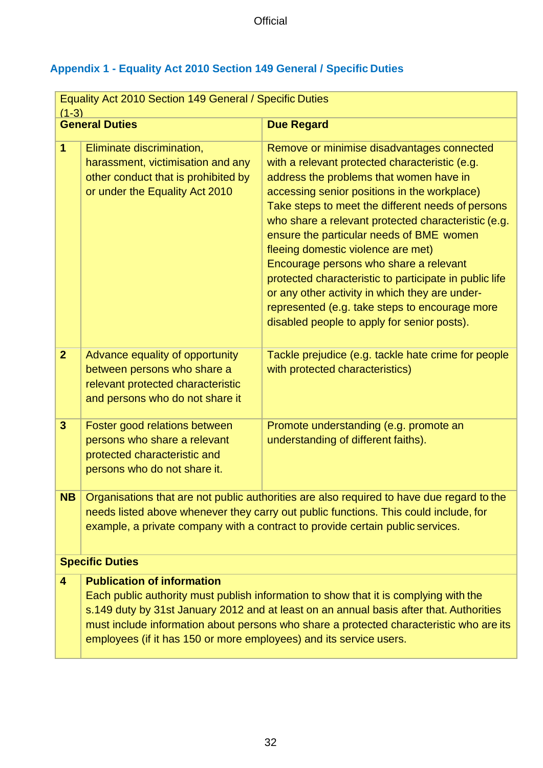## Appendix 1 - Equality Act 2010 Section 149 General / Specific Duties

| Equality Act 2010 Section 149 General / Specific Duties (1-3) | | |
|---|---|---|
| **General Duties** | | **Due Regard** |
| **1** | Eliminate discrimination, harassment, victimisation and any other conduct that is prohibited by or under the Equality Act 2010 | Remove or minimise disadvantages connected with a relevant protected characteristic (e.g. address the problems that women have in accessing senior positions in the workplace)<br>Take steps to meet the different needs of persons who share a relevant protected characteristic (e.g. ensure the particular needs of BME women fleeing domestic violence are met)<br>Encourage persons who share a relevant protected characteristic to participate in public life or any other activity in which they are under-represented (e.g. take steps to encourage more disabled people to apply for senior posts). |
| **2** | Advance equality of opportunity between persons who share a relevant protected characteristic and persons who do not share it | Tackle prejudice (e.g. tackle hate crime for people with protected characteristics) |
| **3** | Foster good relations between persons who share a relevant protected characteristic and persons who do not share it. | Promote understanding (e.g. promote an understanding of different faiths). |
| **NB** | Organisations that are not public authorities are also required to have due regard to the needs listed above whenever they carry out public functions. This could include, for example, a private company with a contract to provide certain public services. | |
| **Specific Duties** | | |
| **4** | **Publication of information**<br>Each public authority must publish information to show that it is complying with the s.149 duty by 31st January 2012 and at least on an annual basis after that. Authorities must include information about persons who share a protected characteristic who are its employees (if it has 150 or more employees) and its service users. | |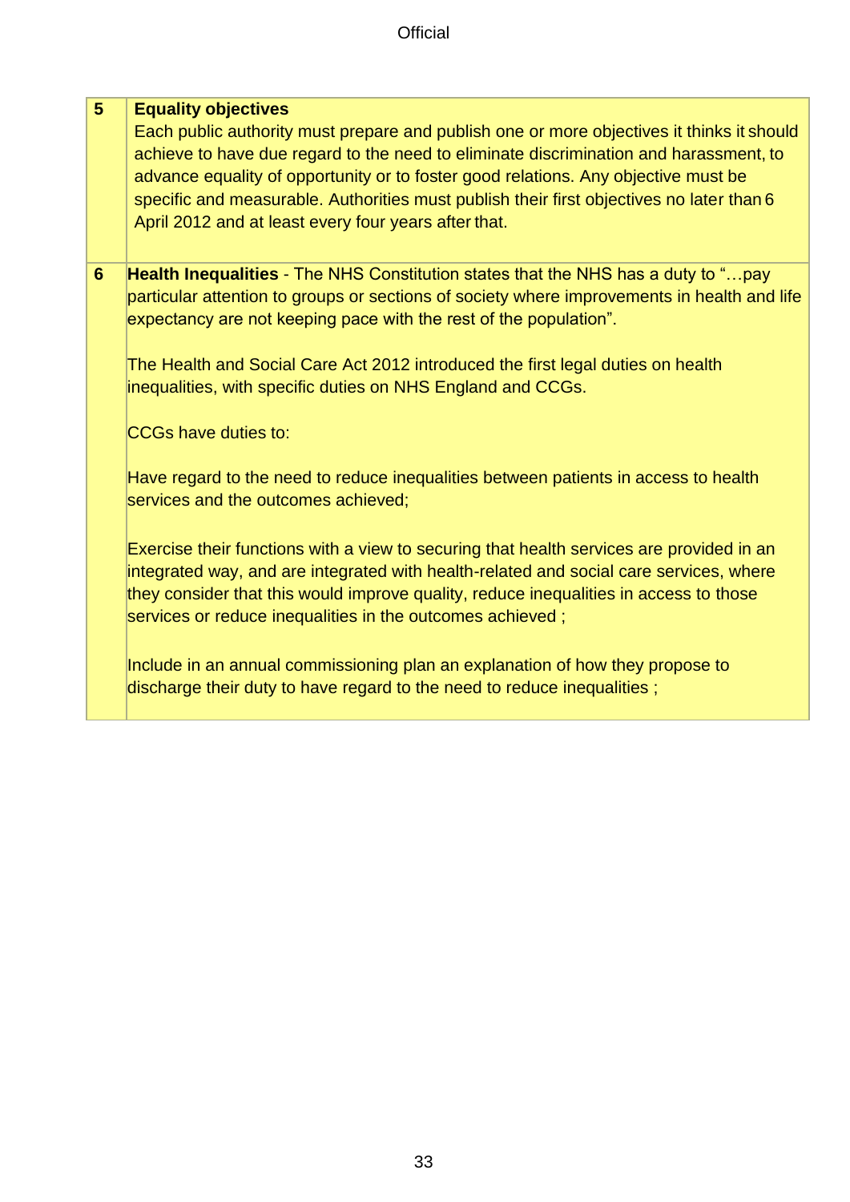| | |
|---|---|
| **5** | **Equality objectives**<br>Each public authority must prepare and publish one or more objectives it thinks it should achieve to have due regard to the need to eliminate discrimination and harassment, to advance equality of opportunity or to foster good relations. Any objective must be specific and measurable. Authorities must publish their first objectives no later than 6 April 2012 and at least every four years after that. |
| **6** | **Health Inequalities** - The NHS Constitution states that the NHS has a duty to "…pay particular attention to groups or sections of society where improvements in health and life expectancy are not keeping pace with the rest of the population".<br><br>The Health and Social Care Act 2012 introduced the first legal duties on health inequalities, with specific duties on NHS England and CCGs.<br><br>CCGs have duties to:<br><br>Have regard to the need to reduce inequalities between patients in access to health services and the outcomes achieved;<br><br>Exercise their functions with a view to securing that health services are provided in an integrated way, and are integrated with health-related and social care services, where they consider that this would improve quality, reduce inequalities in access to those services or reduce inequalities in the outcomes achieved ;<br><br>Include in an annual commissioning plan an explanation of how they propose to discharge their duty to have regard to the need to reduce inequalities ; |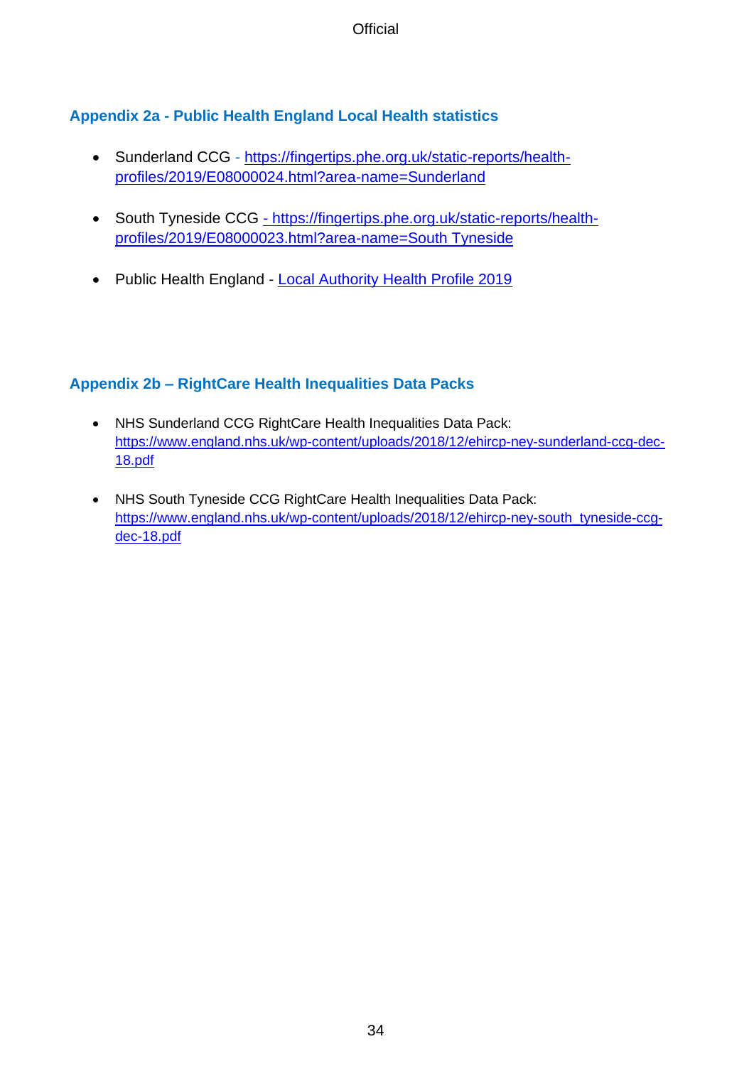## Appendix 2a - Public Health England Local Health statistics

- Sunderland CCG - https://fingertips.phe.org.uk/static-reports/health-profiles/2019/E08000024.html?area-name=Sunderland

- South Tyneside CCG - https://fingertips.phe.org.uk/static-reports/health-profiles/2019/E08000023.html?area-name=South Tyneside

- Public Health England - Local Authority Health Profile 2019

## Appendix 2b – RightCare Health Inequalities Data Packs

- NHS Sunderland CCG RightCare Health Inequalities Data Pack: https://www.england.nhs.uk/wp-content/uploads/2018/12/ehircp-ney-sunderland-ccg-dec-18.pdf

- NHS South Tyneside CCG RightCare Health Inequalities Data Pack: https://www.england.nhs.uk/wp-content/uploads/2018/12/ehircp-ney-south_tyneside-ccg-dec-18.pdf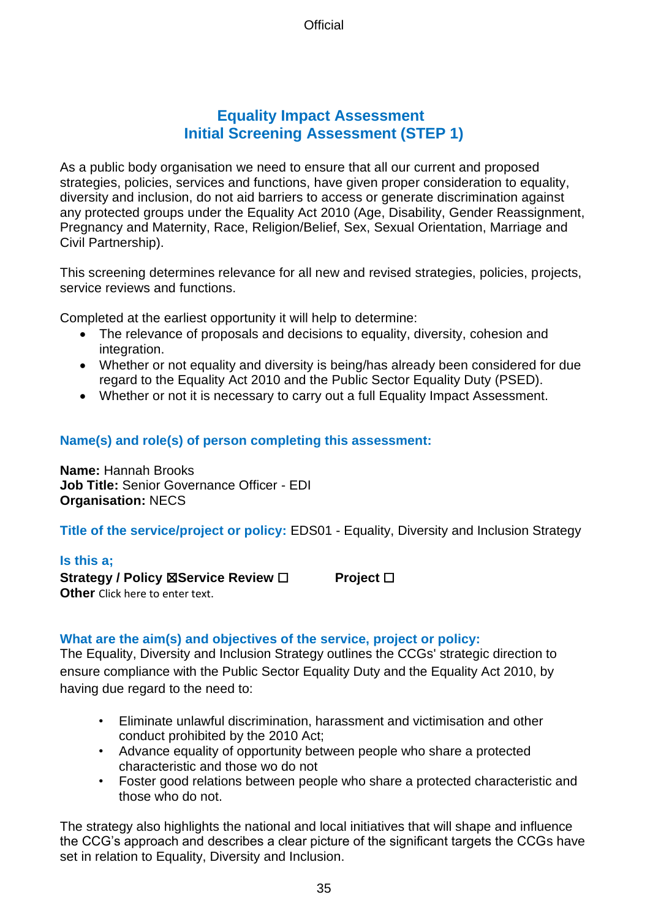# Equality Impact Assessment
## Initial Screening Assessment (STEP 1)

As a public body organisation we need to ensure that all our current and proposed strategies, policies, services and functions, have given proper consideration to equality, diversity and inclusion, do not aid barriers to access or generate discrimination against any protected groups under the Equality Act 2010 (Age, Disability, Gender Reassignment, Pregnancy and Maternity, Race, Religion/Belief, Sex, Sexual Orientation, Marriage and Civil Partnership).

This screening determines relevance for all new and revised strategies, policies, projects, service reviews and functions.

Completed at the earliest opportunity it will help to determine:

- The relevance of proposals and decisions to equality, diversity, cohesion and integration.
- Whether or not equality and diversity is being/has already been considered for due regard to the Equality Act 2010 and the Public Sector Equality Duty (PSED).
- Whether or not it is necessary to carry out a full Equality Impact Assessment.

### Name(s) and role(s) of person completing this assessment:

**Name:** Hannah Brooks
**Job Title:** Senior Governance Officer - EDI
**Organisation:** NECS

**Title of the service/project or policy:** EDS01 - Equality, Diversity and Inclusion Strategy

### Is this a;

**Strategy / Policy** ☒ **Service Review** ☐ **Project** ☐
**Other** Click here to enter text.

### What are the aim(s) and objectives of the service, project or policy:

The Equality, Diversity and Inclusion Strategy outlines the CCGs' strategic direction to ensure compliance with the Public Sector Equality Duty and the Equality Act 2010, by having due regard to the need to:

- Eliminate unlawful discrimination, harassment and victimisation and other conduct prohibited by the 2010 Act;
- Advance equality of opportunity between people who share a protected characteristic and those wo do not
- Foster good relations between people who share a protected characteristic and those who do not.

The strategy also highlights the national and local initiatives that will shape and influence the CCG's approach and describes a clear picture of the significant targets the CCGs have set in relation to Equality, Diversity and Inclusion.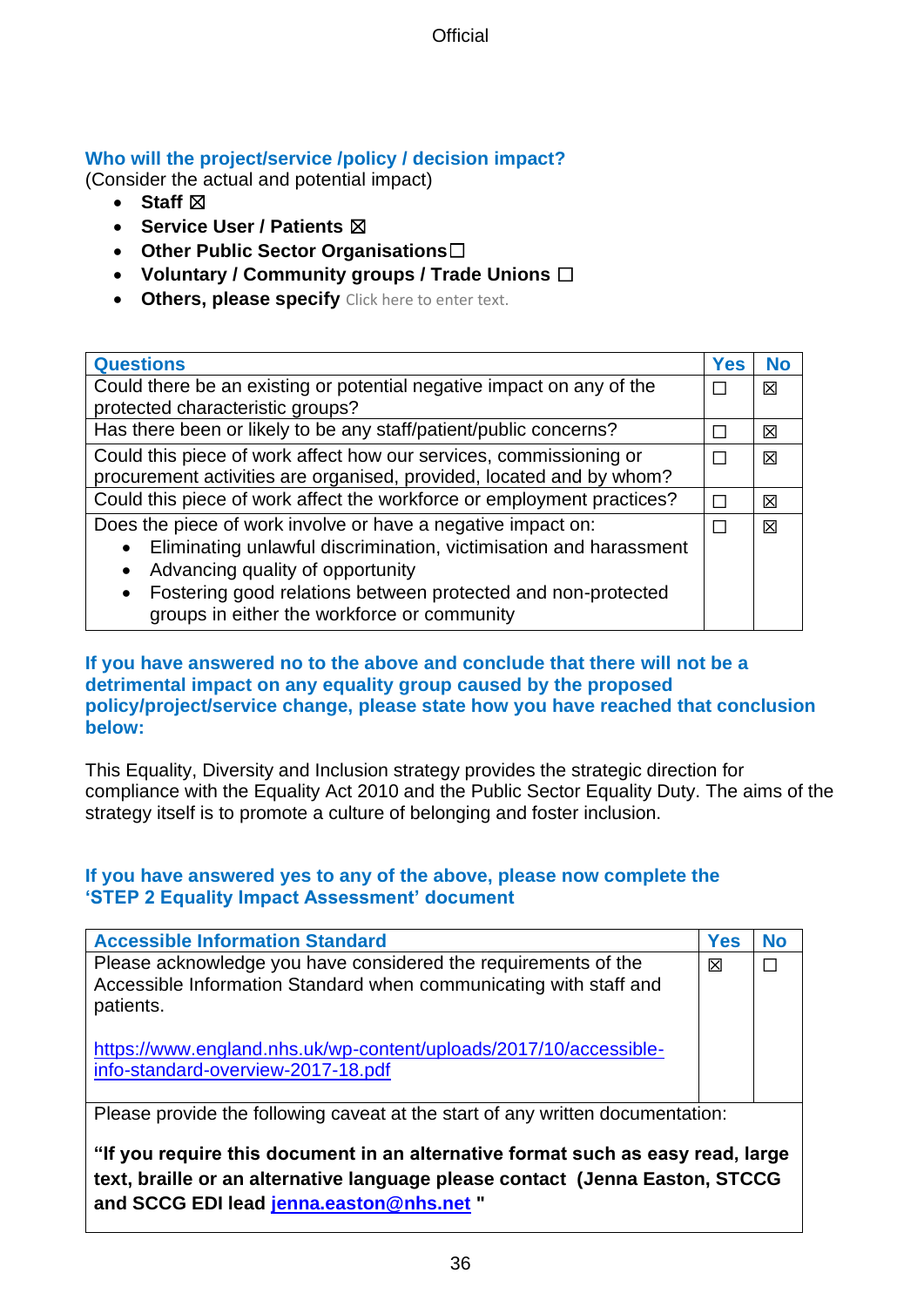### Who will the project/service /policy / decision impact?

(Consider the actual and potential impact)

- **Staff** ☒
- **Service User / Patients** ☒
- **Other Public Sector Organisations** ☐
- **Voluntary / Community groups / Trade Unions** ☐
- **Others, please specify** Click here to enter text.

| Questions | Yes | No |
|---|---|---|
| Could there be an existing or potential negative impact on any of the protected characteristic groups? | ☐ | ☒ |
| Has there been or likely to be any staff/patient/public concerns? | ☐ | ☒ |
| Could this piece of work affect how our services, commissioning or procurement activities are organised, provided, located and by whom? | ☐ | ☒ |
| Could this piece of work affect the workforce or employment practices? | ☐ | ☒ |
| Does the piece of work involve or have a negative impact on:<br>• Eliminating unlawful discrimination, victimisation and harassment<br>• Advancing quality of opportunity<br>• Fostering good relations between protected and non-protected groups in either the workforce or community | ☐ | ☒ |

### If you have answered no to the above and conclude that there will not be a detrimental impact on any equality group caused by the proposed policy/project/service change, please state how you have reached that conclusion below:

This Equality, Diversity and Inclusion strategy provides the strategic direction for compliance with the Equality Act 2010 and the Public Sector Equality Duty. The aims of the strategy itself is to promote a culture of belonging and foster inclusion.

### If you have answered yes to any of the above, please now complete the 'STEP 2 Equality Impact Assessment' document

| Accessible Information Standard | Yes | No |
|---|---|---|
| Please acknowledge you have considered the requirements of the Accessible Information Standard when communicating with staff and patients.<br><br>https://www.england.nhs.uk/wp-content/uploads/2017/10/accessible-info-standard-overview-2017-18.pdf | ☒ | ☐ |
| Please provide the following caveat at the start of any written documentation:<br><br>**"If you require this document in an alternative format such as easy read, large text, braille or an alternative language please contact (Jenna Easton, STCCG and SCCG EDI lead jenna.easton@nhs.net "** | | |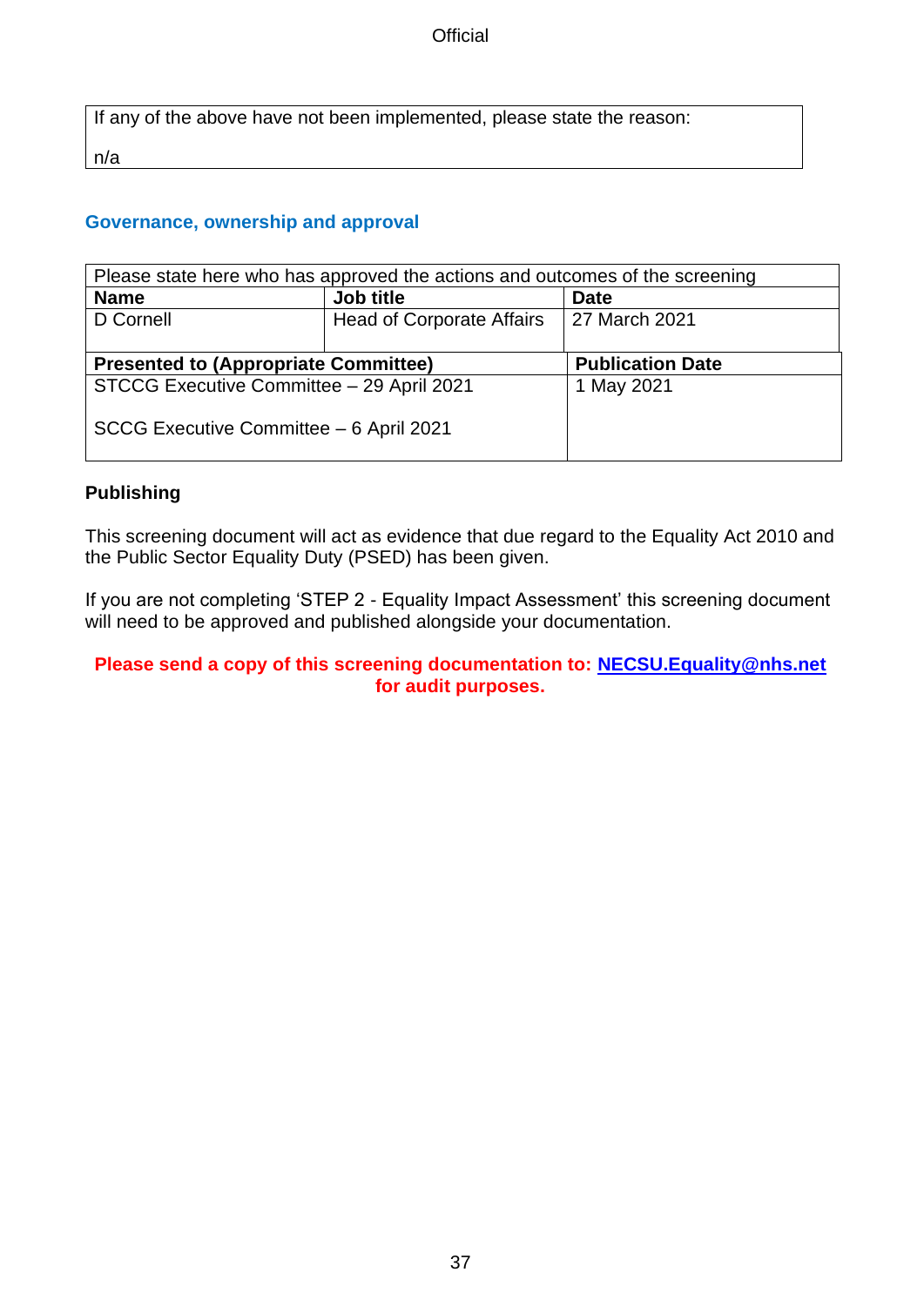| If any of the above have not been implemented, please state the reason: |
| --- |
| n/a |

## Governance, ownership and approval

| Please state here who has approved the actions and outcomes of the screening | | |
| --- | --- | --- |
| **Name** | **Job title** | **Date** |
| D Cornell | Head of Corporate Affairs | 27 March 2021 |

| Presented to (Appropriate Committee) | Publication Date |
| --- | --- |
| STCCG Executive Committee – 29 April 2021<br><br>SCCG Executive Committee – 6 April 2021 | 1 May 2021 |

**Publishing**

This screening document will act as evidence that due regard to the Equality Act 2010 and the Public Sector Equality Duty (PSED) has been given.

If you are not completing 'STEP 2 - Equality Impact Assessment' this screening document will need to be approved and published alongside your documentation.

**Please send a copy of this screening documentation to: NECSU.Equality@nhs.net for audit purposes.**